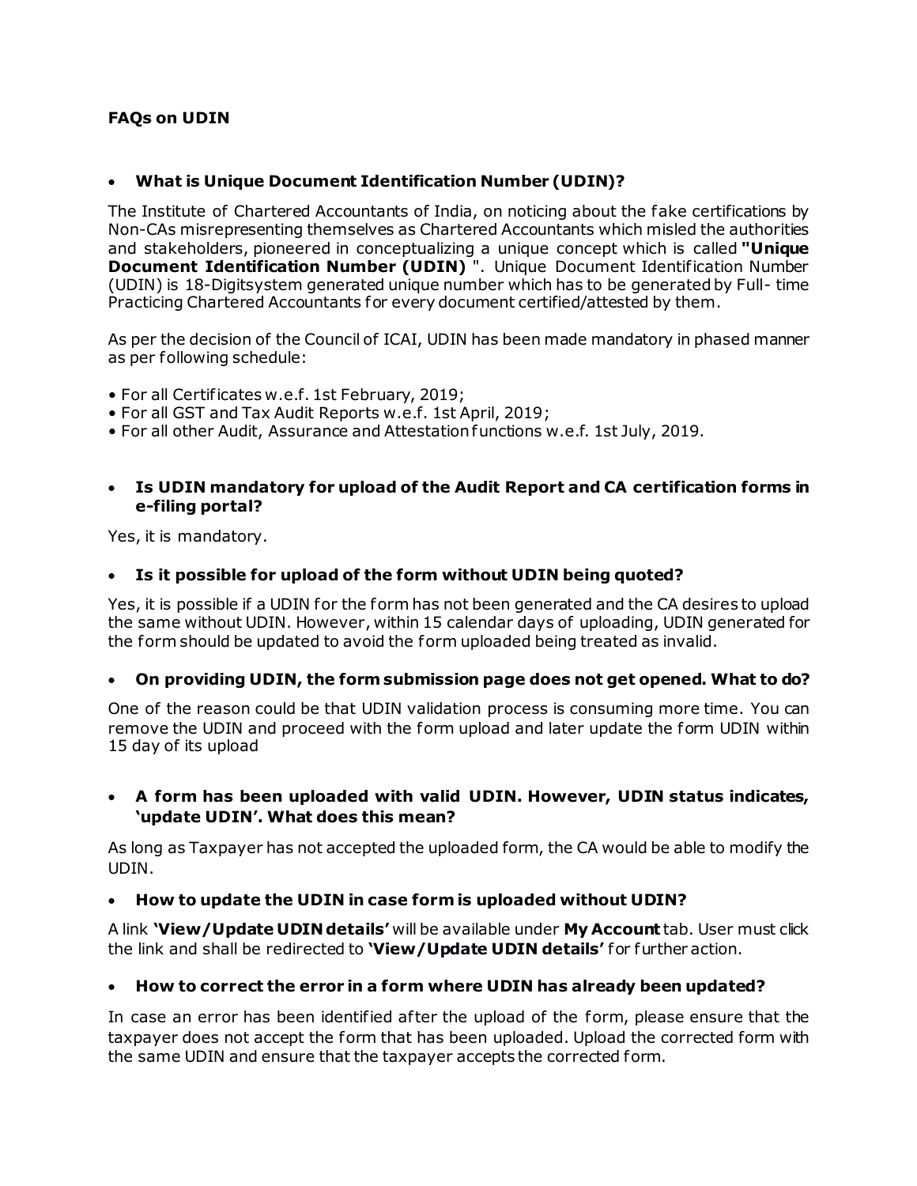**FAQs on UDIN**

- **What is Unique Document Identification Number (UDIN)?**

The Institute of Chartered Accountants of India, on noticing about the fake certifications by Non-CAs misrepresenting themselves as Chartered Accountants which misled the authorities and stakeholders, pioneered in conceptualizing a unique concept which is called **"Unique Document Identification Number (UDIN)** ". Unique Document Identification Number (UDIN) is 18-Digitsystem generated unique number which has to be generated by Full- time Practicing Chartered Accountants for every document certified/attested by them.

As per the decision of the Council of ICAI, UDIN has been made mandatory in phased manner as per following schedule:

• For all Certificates w.e.f. 1st February, 2019;
• For all GST and Tax Audit Reports w.e.f. 1st April, 2019;
• For all other Audit, Assurance and Attestation functions w.e.f. 1st July, 2019.

- **Is UDIN mandatory for upload of the Audit Report and CA certification forms in e-filing portal?**

Yes, it is mandatory.

- **Is it possible for upload of the form without UDIN being quoted?**

Yes, it is possible if a UDIN for the form has not been generated and the CA desires to upload the same without UDIN. However, within 15 calendar days of uploading, UDIN generated for the form should be updated to avoid the form uploaded being treated as invalid.

- **On providing UDIN, the form submission page does not get opened. What to do?**

One of the reason could be that UDIN validation process is consuming more time. You can remove the UDIN and proceed with the form upload and later update the form UDIN within 15 day of its upload

- **A form has been uploaded with valid UDIN. However, UDIN status indicates, 'update UDIN'. What does this mean?**

As long as Taxpayer has not accepted the uploaded form, the CA would be able to modify the UDIN.

- **How to update the UDIN in case form is uploaded without UDIN?**

A link **'View/Update UDIN details'** will be available under **My Account** tab. User must click the link and shall be redirected to **'View/Update UDIN details'** for further action.

- **How to correct the error in a form where UDIN has already been updated?**

In case an error has been identified after the upload of the form, please ensure that the taxpayer does not accept the form that has been uploaded. Upload the corrected form with the same UDIN and ensure that the taxpayer accepts the corrected form.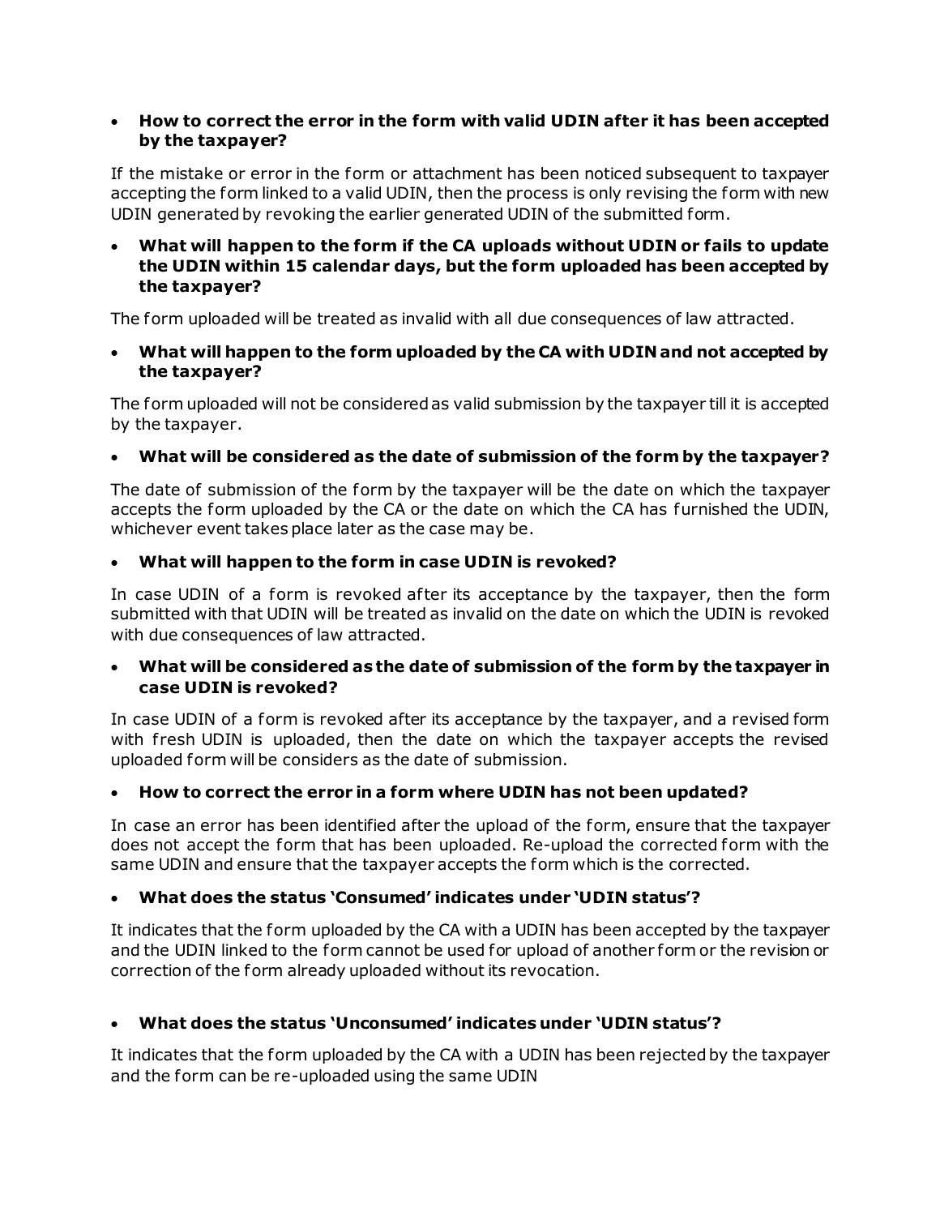- **How to correct the error in the form with valid UDIN after it has been accepted by the taxpayer?**

If the mistake or error in the form or attachment has been noticed subsequent to taxpayer accepting the form linked to a valid UDIN, then the process is only revising the form with new UDIN generated by revoking the earlier generated UDIN of the submitted form.

- **What will happen to the form if the CA uploads without UDIN or fails to update the UDIN within 15 calendar days, but the form uploaded has been accepted by the taxpayer?**

The form uploaded will be treated as invalid with all due consequences of law attracted.

- **What will happen to the form uploaded by the CA with UDIN and not accepted by the taxpayer?**

The form uploaded will not be considered as valid submission by the taxpayer till it is accepted by the taxpayer.

- **What will be considered as the date of submission of the form by the taxpayer?**

The date of submission of the form by the taxpayer will be the date on which the taxpayer accepts the form uploaded by the CA or the date on which the CA has furnished the UDIN, whichever event takes place later as the case may be.

- **What will happen to the form in case UDIN is revoked?**

In case UDIN of a form is revoked after its acceptance by the taxpayer, then the form submitted with that UDIN will be treated as invalid on the date on which the UDIN is revoked with due consequences of law attracted.

- **What will be considered as the date of submission of the form by the taxpayer in case UDIN is revoked?**

In case UDIN of a form is revoked after its acceptance by the taxpayer, and a revised form with fresh UDIN is uploaded, then the date on which the taxpayer accepts the revised uploaded form will be considers as the date of submission.

- **How to correct the error in a form where UDIN has not been updated?**

In case an error has been identified after the upload of the form, ensure that the taxpayer does not accept the form that has been uploaded. Re-upload the corrected form with the same UDIN and ensure that the taxpayer accepts the form which is the corrected.

- **What does the status 'Consumed' indicates under 'UDIN status'?**

It indicates that the form uploaded by the CA with a UDIN has been accepted by the taxpayer and the UDIN linked to the form cannot be used for upload of another form or the revision or correction of the form already uploaded without its revocation.

- **What does the status 'Unconsumed' indicates under 'UDIN status'?**

It indicates that the form uploaded by the CA with a UDIN has been rejected by the taxpayer and the form can be re-uploaded using the same UDIN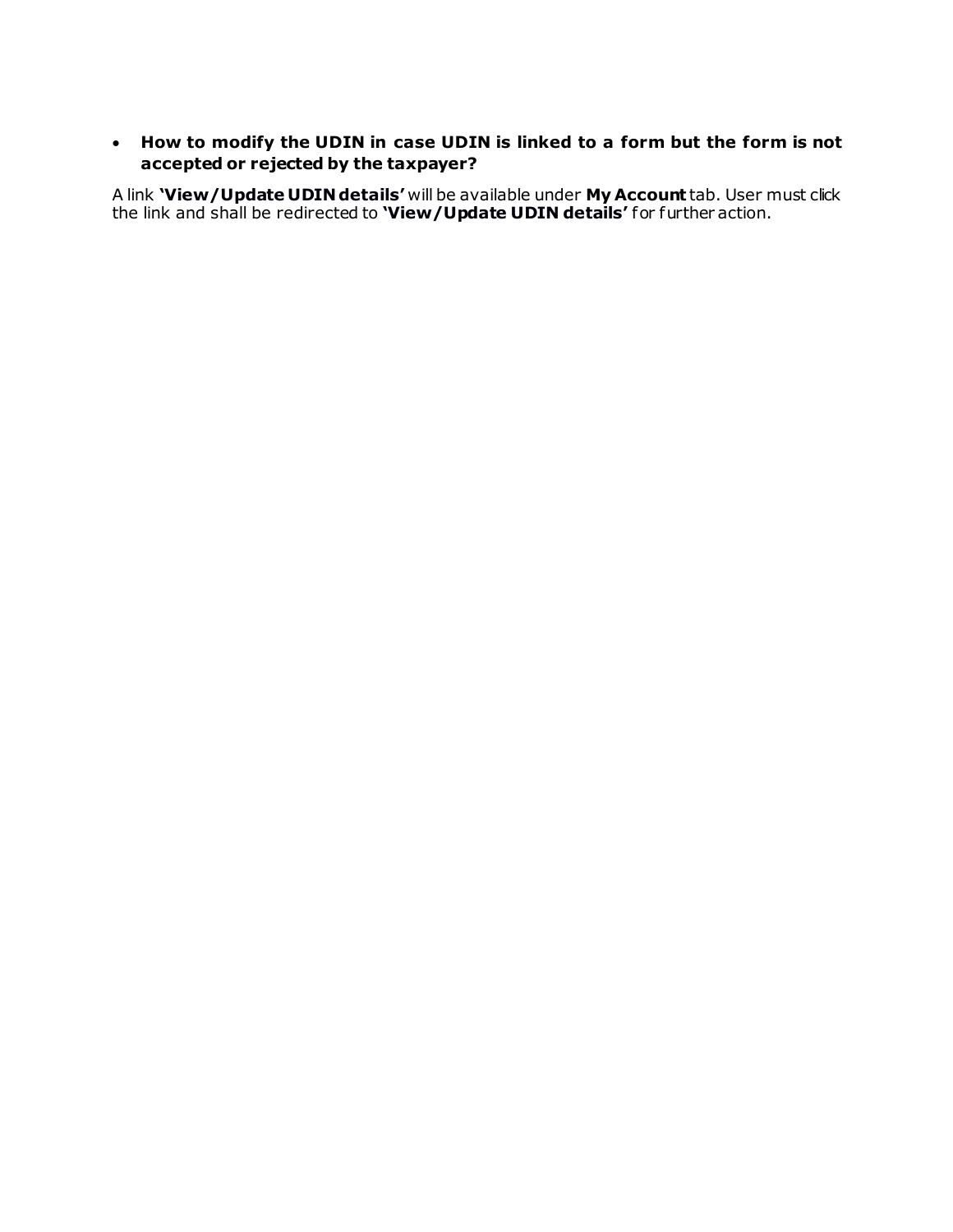- **How to modify the UDIN in case UDIN is linked to a form but the form is not accepted or rejected by the taxpayer?**

A link **'View/Update UDIN details'** will be available under **My Account** tab. User must click the link and shall be redirected to **'View/Update UDIN details'** for further action.